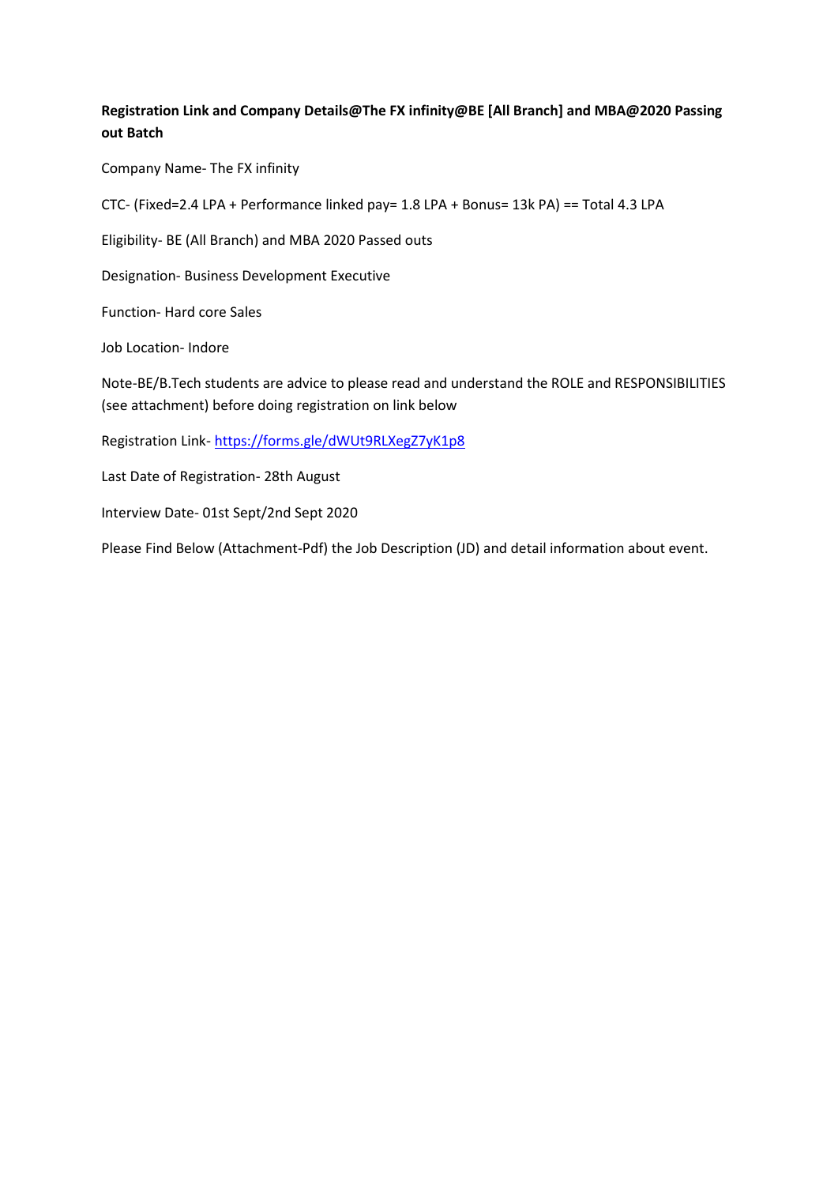**Registration Link and Company Details@The FX infinity@BE [All Branch] and MBA@2020 Passing out Batch**

Company Name- The FX infinity

CTC- (Fixed=2.4 LPA + Performance linked pay= 1.8 LPA + Bonus= 13k PA) == Total 4.3 LPA

Eligibility- BE (All Branch) and MBA 2020 Passed outs

Designation- Business Development Executive

Function- Hard core Sales

Job Location- Indore

Note-BE/B.Tech students are advice to please read and understand the ROLE and RESPONSIBILITIES (see attachment) before doing registration on link below

Registration Link- [https://forms.gle/dWUt9RLXegZ7yK1p8](https://forms.gle/dWUt9RLXegZ7yK1p8)

Last Date of Registration- 28th August

Interview Date- 01st Sept/2nd Sept 2020

Please Find Below (Attachment-Pdf) the Job Description (JD) and detail information about event.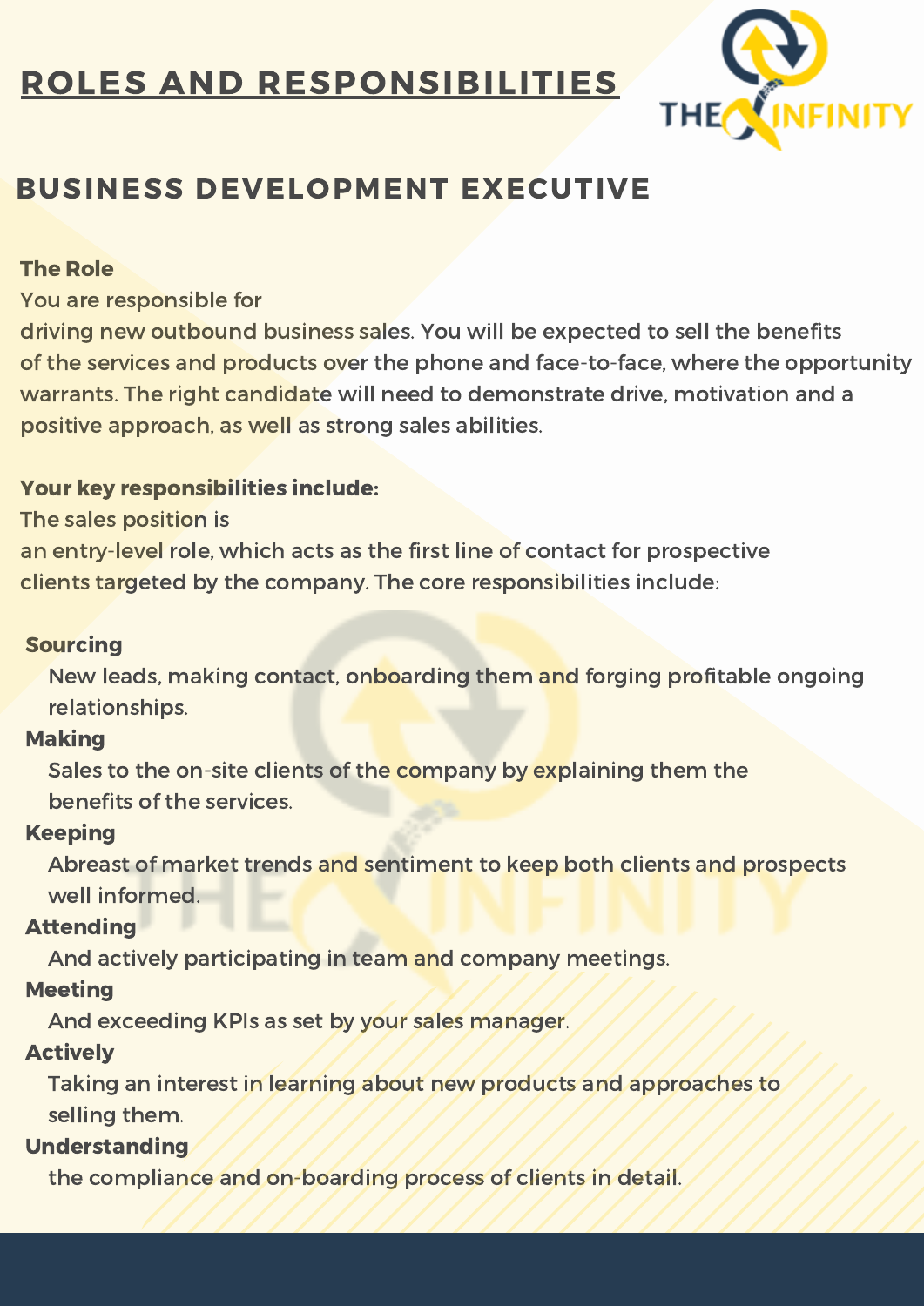# ROLES AND RESPONSIBILITIES

## BUSINESS DEVELOPMENT EXECUTIVE

**The Role**

You are responsible for driving new outbound business sales. You will be expected to sell the benefits of the services and products over the phone and face-to-face, where the opportunity warrants. The right candidate will need to demonstrate drive, motivation and a positive approach, as well as strong sales abilities.

**Your key responsibilities include:**

The sales position is an entry-level role, which acts as the first line of contact for prospective clients targeted by the company. The core responsibilities include:

**Sourcing**
New leads, making contact, onboarding them and forging profitable ongoing relationships.

**Making**
Sales to the on-site clients of the company by explaining them the benefits of the services.

**Keeping**
Abreast of market trends and sentiment to keep both clients and prospects well informed.

**Attending**
And actively participating in team and company meetings.

**Meeting**
And exceeding KPIs as set by your sales manager.

**Actively**
Taking an interest in learning about new products and approaches to selling them.

**Understanding**
the compliance and on-boarding process of clients in detail.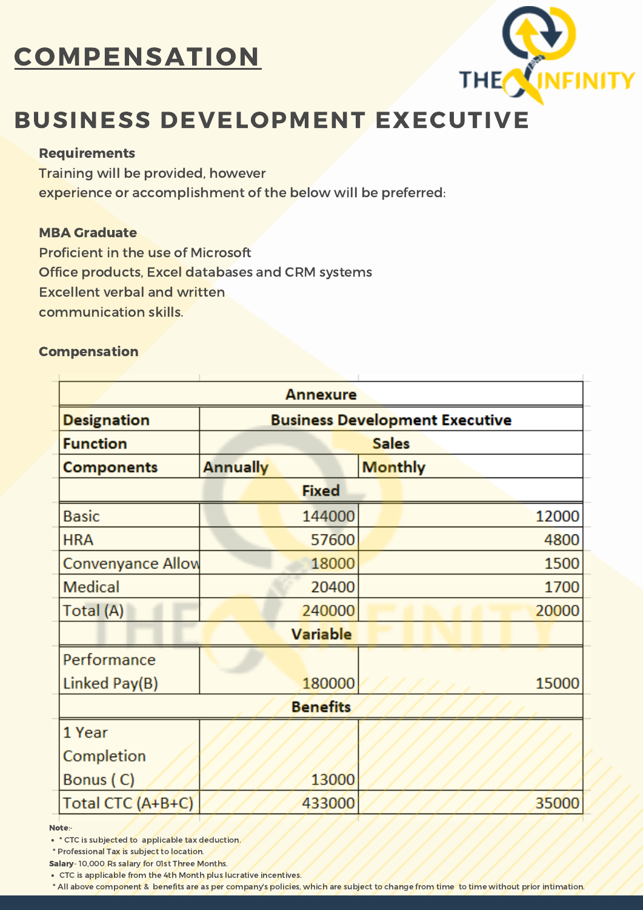# COMPENSATION

THE INFINITY

## BUSINESS DEVELOPMENT EXECUTIVE

**Requirements**

Training will be provided, however experience or accomplishment of the below will be preferred:

**MBA Graduate**

Proficient in the use of Microsoft Office products, Excel databases and CRM systems

Excellent verbal and written communication skills.

**Compensation**

| Annexure | | |
|---|---|---|
| **Designation** | **Business Development Executive** | |
| **Function** | **Sales** | |
| **Components** | **Annually** | **Monthly** |
| **Fixed** | | |
| Basic | 144000 | 12000 |
| HRA | 57600 | 4800 |
| Convenyance Allow | 18000 | 1500 |
| Medical | 20400 | 1700 |
| Total (A) | 240000 | 20000 |
| **Variable** | | |
| Performance Linked Pay(B) | 180000 | 15000 |
| **Benefits** | | |
| 1 Year Completion Bonus ( C) | 13000 | |
| Total CTC (A+B+C) | 433000 | 35000 |

**Note**:-

- * CTC is subjected to applicable tax deduction.
- * Professional Tax is subject to location.

**Salary**- 10,000 Rs salary for 01st Three Months.

- CTC is applicable from the 4th Month plus lucrative incentives.
- * All above component & benefits are as per company's policies, which are subject to change from time to time without prior intimation.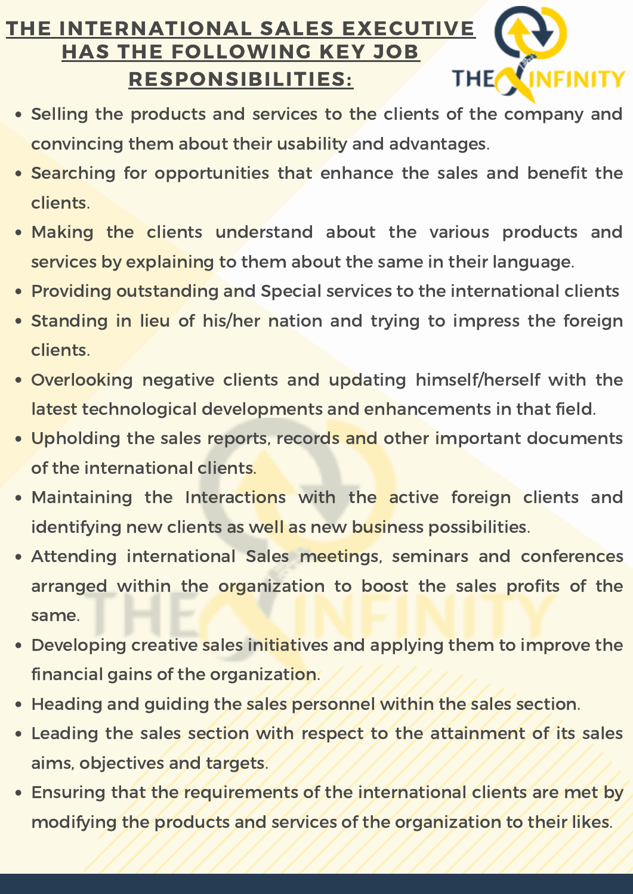# THE INTERNATIONAL SALES EXECUTIVE HAS THE FOLLOWING KEY JOB RESPONSIBILITIES:

- Selling the products and services to the clients of the company and convincing them about their usability and advantages.
- Searching for opportunities that enhance the sales and benefit the clients.
- Making the clients understand about the various products and services by explaining to them about the same in their language.
- Providing outstanding and Special services to the international clients
- Standing in lieu of his/her nation and trying to impress the foreign clients.
- Overlooking negative clients and updating himself/herself with the latest technological developments and enhancements in that field.
- Upholding the sales reports, records and other important documents of the international clients.
- Maintaining the Interactions with the active foreign clients and identifying new clients as well as new business possibilities.
- Attending international Sales meetings, seminars and conferences arranged within the organization to boost the sales profits of the same.
- Developing creative sales initiatives and applying them to improve the financial gains of the organization.
- Heading and guiding the sales personnel within the sales section.
- Leading the sales section with respect to the attainment of its sales aims, objectives and targets.
- Ensuring that the requirements of the international clients are met by modifying the products and services of the organization to their likes.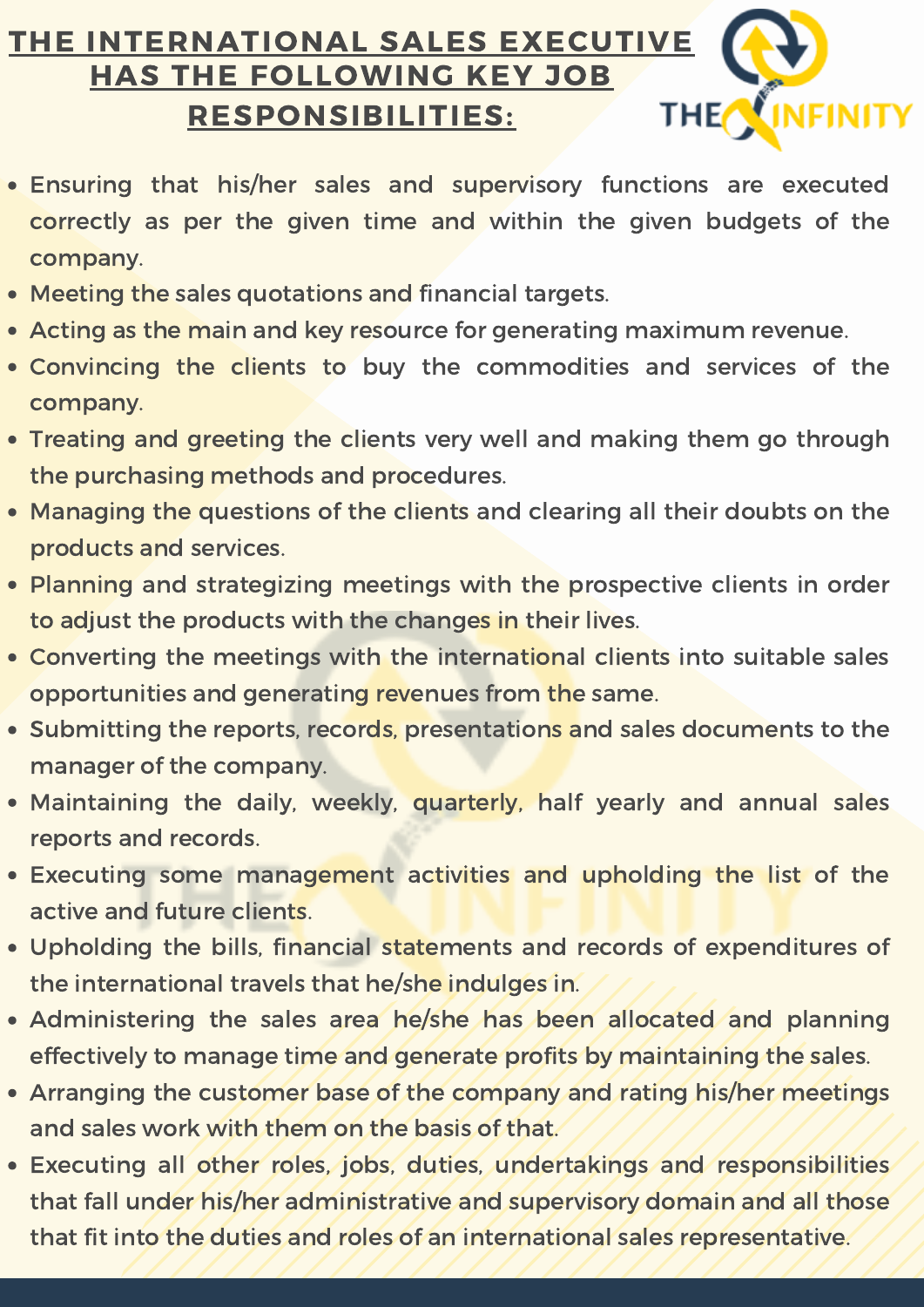## THE INTERNATIONAL SALES EXECUTIVE HAS THE FOLLOWING KEY JOB RESPONSIBILITIES:

- Ensuring that his/her sales and supervisory functions are executed correctly as per the given time and within the given budgets of the company.
- Meeting the sales quotations and financial targets.
- Acting as the main and key resource for generating maximum revenue.
- Convincing the clients to buy the commodities and services of the company.
- Treating and greeting the clients very well and making them go through the purchasing methods and procedures.
- Managing the questions of the clients and clearing all their doubts on the products and services.
- Planning and strategizing meetings with the prospective clients in order to adjust the products with the changes in their lives.
- Converting the meetings with the international clients into suitable sales opportunities and generating revenues from the same.
- Submitting the reports, records, presentations and sales documents to the manager of the company.
- Maintaining the daily, weekly, quarterly, half yearly and annual sales reports and records.
- Executing some management activities and upholding the list of the active and future clients.
- Upholding the bills, financial statements and records of expenditures of the international travels that he/she indulges in.
- Administering the sales area he/she has been allocated and planning effectively to manage time and generate profits by maintaining the sales.
- Arranging the customer base of the company and rating his/her meetings and sales work with them on the basis of that.
- Executing all other roles, jobs, duties, undertakings and responsibilities that fall under his/her administrative and supervisory domain and all those that fit into the duties and roles of an international sales representative.